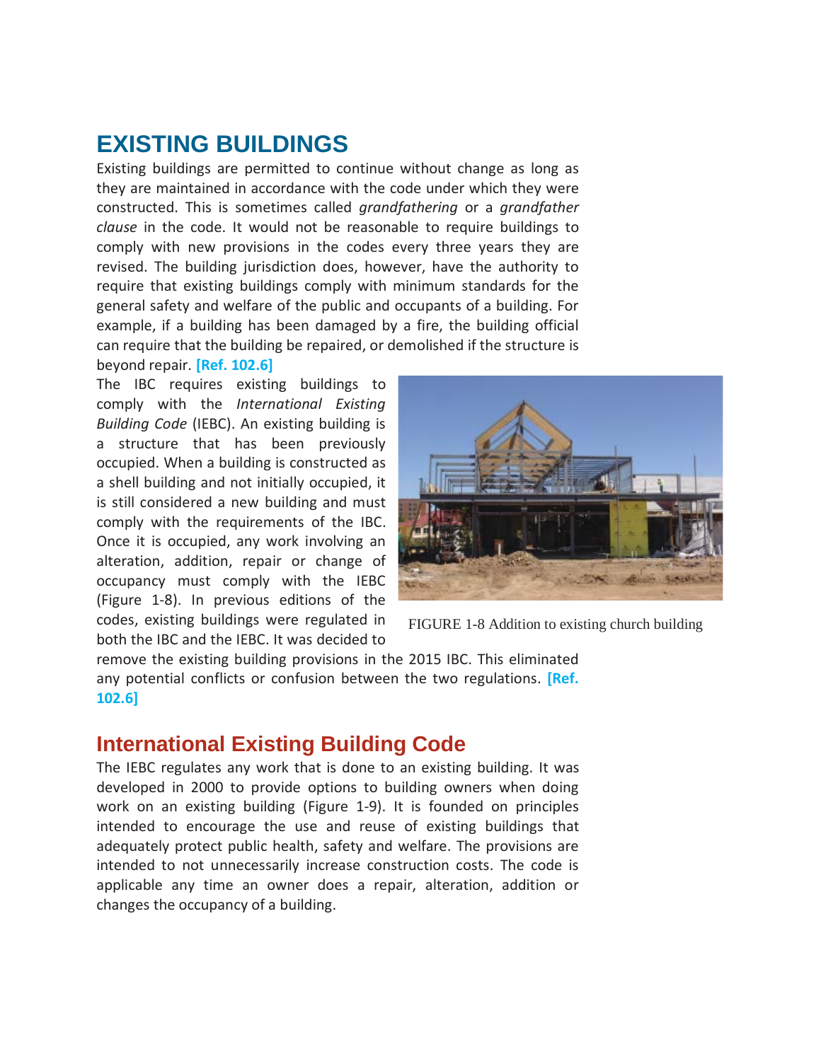# EXISTING BUILDINGS

Existing buildings are permitted to continue without change as long as they are maintained in accordance with the code under which they were constructed. This is sometimes called *grandfathering* or a *grandfather clause* in the code. It would not be reasonable to require buildings to comply with new provisions in the codes every three years they are revised. The building jurisdiction does, however, have the authority to require that existing buildings comply with minimum standards for the general safety and welfare of the public and occupants of a building. For example, if a building has been damaged by a fire, the building official can require that the building be repaired, or demolished if the structure is beyond repair. **[Ref. 102.6]**

The IBC requires existing buildings to comply with the *International Existing Building Code* (IEBC). An existing building is a structure that has been previously occupied. When a building is constructed as a shell building and not initially occupied, it is still considered a new building and must comply with the requirements of the IBC. Once it is occupied, any work involving an alteration, addition, repair or change of occupancy must comply with the IEBC (Figure 1-8). In previous editions of the codes, existing buildings were regulated in both the IBC and the IEBC. It was decided to remove the existing building provisions in the 2015 IBC. This eliminated any potential conflicts or confusion between the two regulations. **[Ref. 102.6]**

FIGURE 1-8 Addition to existing church building

## International Existing Building Code

The IEBC regulates any work that is done to an existing building. It was developed in 2000 to provide options to building owners when doing work on an existing building (Figure 1-9). It is founded on principles intended to encourage the use and reuse of existing buildings that adequately protect public health, safety and welfare. The provisions are intended to not unnecessarily increase construction costs. The code is applicable any time an owner does a repair, alteration, addition or changes the occupancy of a building.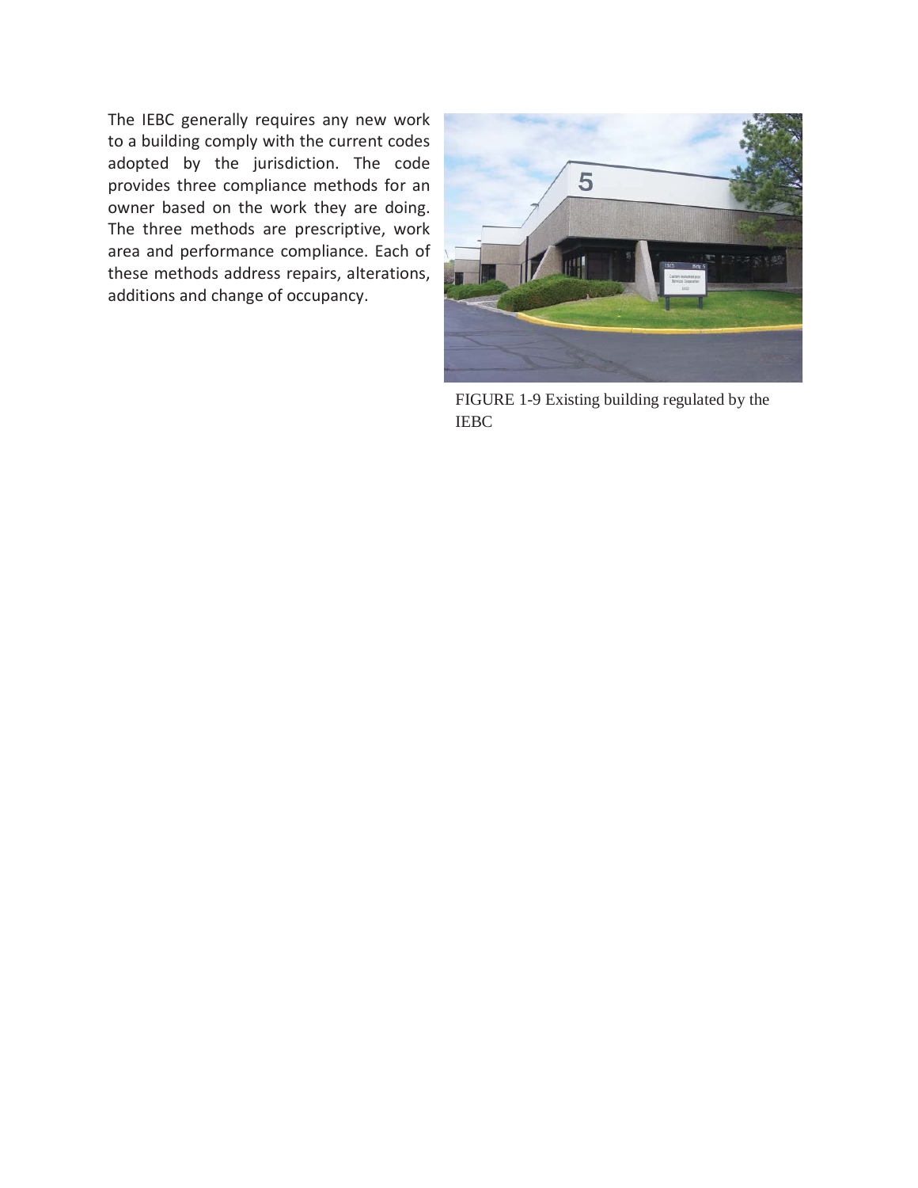The IEBC generally requires any new work to a building comply with the current codes adopted by the jurisdiction. The code provides three compliance methods for an owner based on the work they are doing. The three methods are prescriptive, work area and performance compliance. Each of these methods address repairs, alterations, additions and change of occupancy.

FIGURE 1-9 Existing building regulated by the IEBC